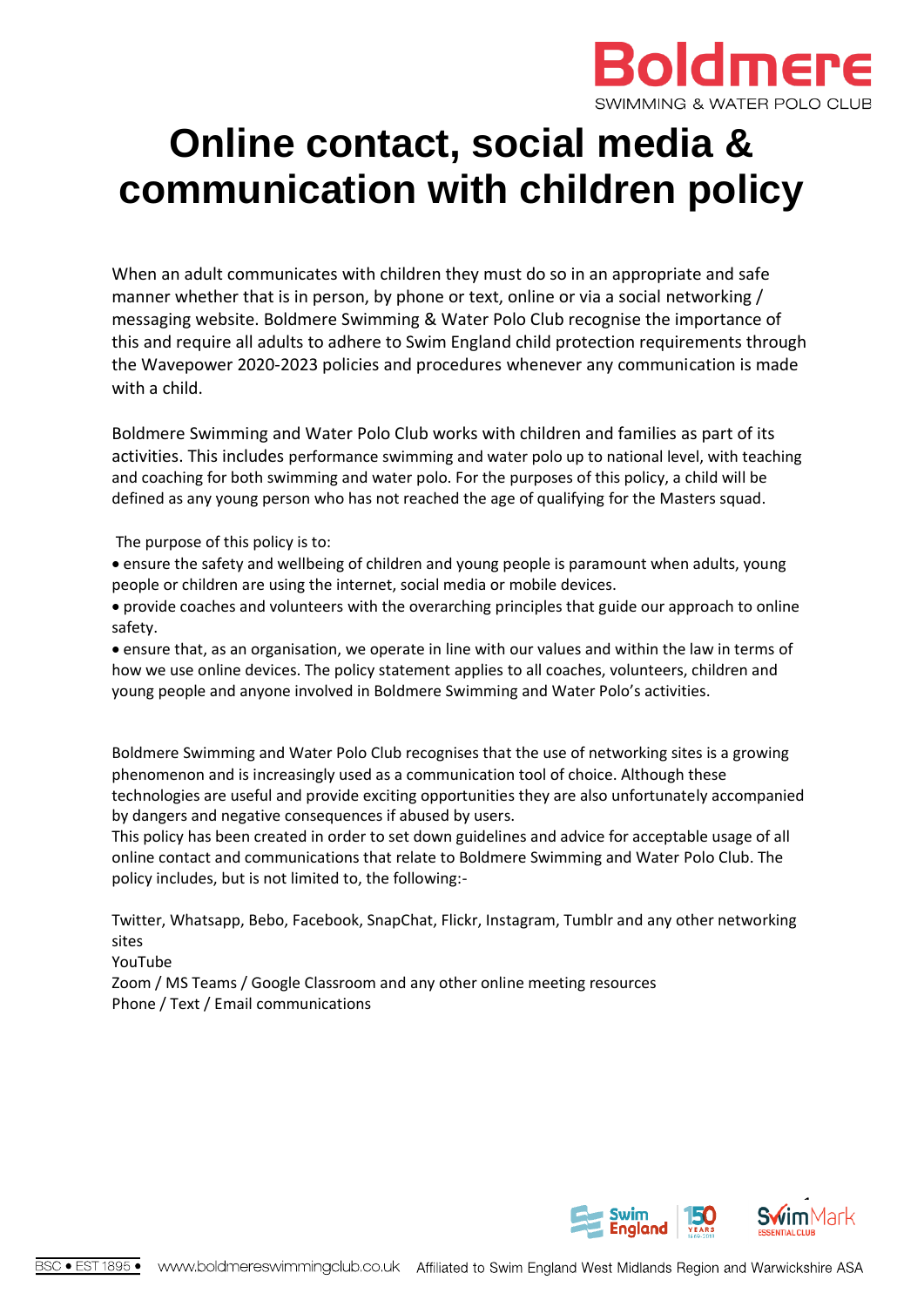# Online contact, social media & communication with children policy

When an adult communicates with children they must do so in an appropriate and safe manner whether that is in person, by phone or text, online or via a social networking / messaging website. Boldmere Swimming & Water Polo Club recognise the importance of this and require all adults to adhere to Swim England child protection requirements through the Wavepower 2020-2023 policies and procedures whenever any communication is made with a child.

Boldmere Swimming and Water Polo Club works with children and families as part of its activities. This includes performance swimming and water polo up to national level, with teaching and coaching for both swimming and water polo. For the purposes of this policy, a child will be defined as any young person who has not reached the age of qualifying for the Masters squad.

The purpose of this policy is to:

- ensure the safety and wellbeing of children and young people is paramount when adults, young people or children are using the internet, social media or mobile devices.
- provide coaches and volunteers with the overarching principles that guide our approach to online safety.
- ensure that, as an organisation, we operate in line with our values and within the law in terms of how we use online devices. The policy statement applies to all coaches, volunteers, children and young people and anyone involved in Boldmere Swimming and Water Polo's activities.

Boldmere Swimming and Water Polo Club recognises that the use of networking sites is a growing phenomenon and is increasingly used as a communication tool of choice. Although these technologies are useful and provide exciting opportunities they are also unfortunately accompanied by dangers and negative consequences if abused by users.

This policy has been created in order to set down guidelines and advice for acceptable usage of all online contact and communications that relate to Boldmere Swimming and Water Polo Club. The policy includes, but is not limited to, the following:-

Twitter, Whatsapp, Bebo, Facebook, SnapChat, Flickr, Instagram, Tumblr and any other networking sites

YouTube

Zoom / MS Teams / Google Classroom and any other online meeting resources

Phone / Text / Email communications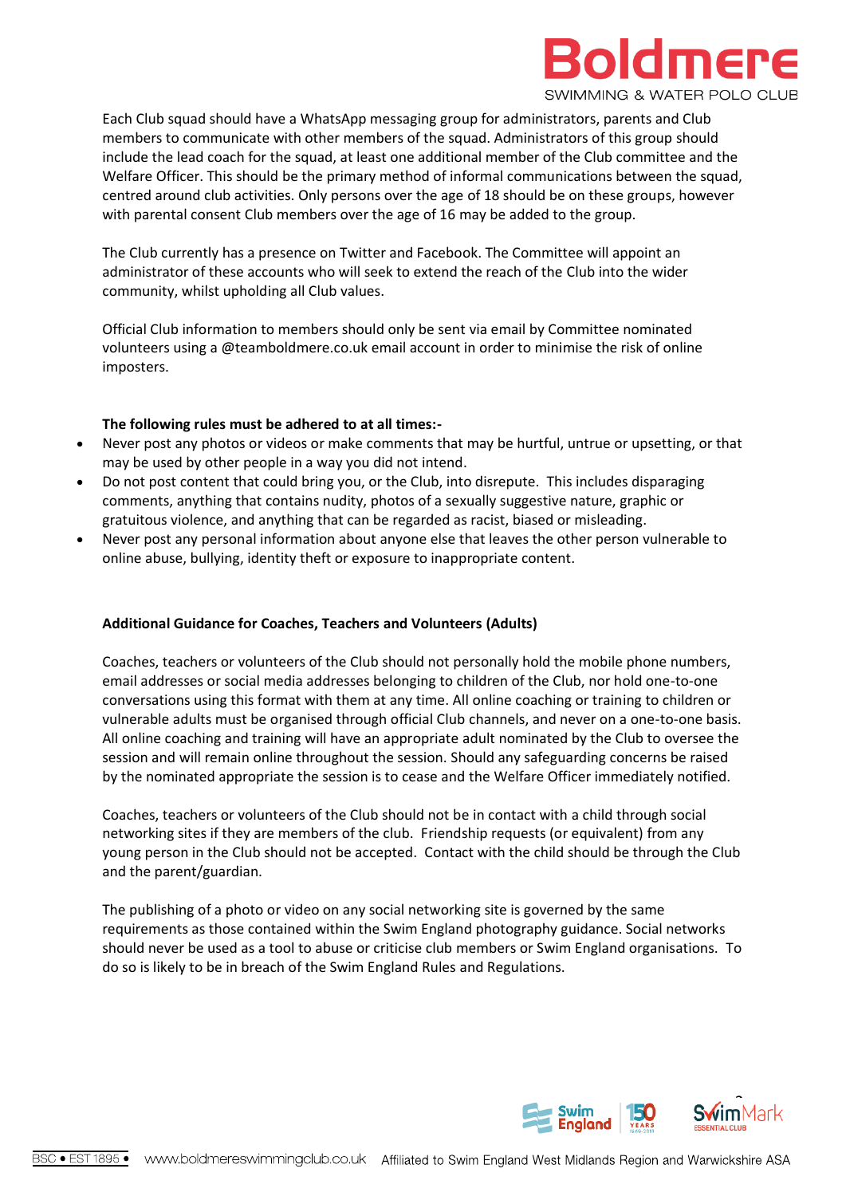Each Club squad should have a WhatsApp messaging group for administrators, parents and Club members to communicate with other members of the squad. Administrators of this group should include the lead coach for the squad, at least one additional member of the Club committee and the Welfare Officer. This should be the primary method of informal communications between the squad, centred around club activities. Only persons over the age of 18 should be on these groups, however with parental consent Club members over the age of 16 may be added to the group.

The Club currently has a presence on Twitter and Facebook. The Committee will appoint an administrator of these accounts who will seek to extend the reach of the Club into the wider community, whilst upholding all Club values.

Official Club information to members should only be sent via email by Committee nominated volunteers using a @teamboldmere.co.uk email account in order to minimise the risk of online imposters.

**The following rules must be adhered to at all times:-**

- Never post any photos or videos or make comments that may be hurtful, untrue or upsetting, or that may be used by other people in a way you did not intend.
- Do not post content that could bring you, or the Club, into disrepute. This includes disparaging comments, anything that contains nudity, photos of a sexually suggestive nature, graphic or gratuitous violence, and anything that can be regarded as racist, biased or misleading.
- Never post any personal information about anyone else that leaves the other person vulnerable to online abuse, bullying, identity theft or exposure to inappropriate content.

**Additional Guidance for Coaches, Teachers and Volunteers (Adults)**

Coaches, teachers or volunteers of the Club should not personally hold the mobile phone numbers, email addresses or social media addresses belonging to children of the Club, nor hold one-to-one conversations using this format with them at any time. All online coaching or training to children or vulnerable adults must be organised through official Club channels, and never on a one-to-one basis. All online coaching and training will have an appropriate adult nominated by the Club to oversee the session and will remain online throughout the session. Should any safeguarding concerns be raised by the nominated appropriate the session is to cease and the Welfare Officer immediately notified.

Coaches, teachers or volunteers of the Club should not be in contact with a child through social networking sites if they are members of the club. Friendship requests (or equivalent) from any young person in the Club should not be accepted. Contact with the child should be through the Club and the parent/guardian.

The publishing of a photo or video on any social networking site is governed by the same requirements as those contained within the Swim England photography guidance. Social networks should never be used as a tool to abuse or criticise club members or Swim England organisations. To do so is likely to be in breach of the Swim England Rules and Regulations.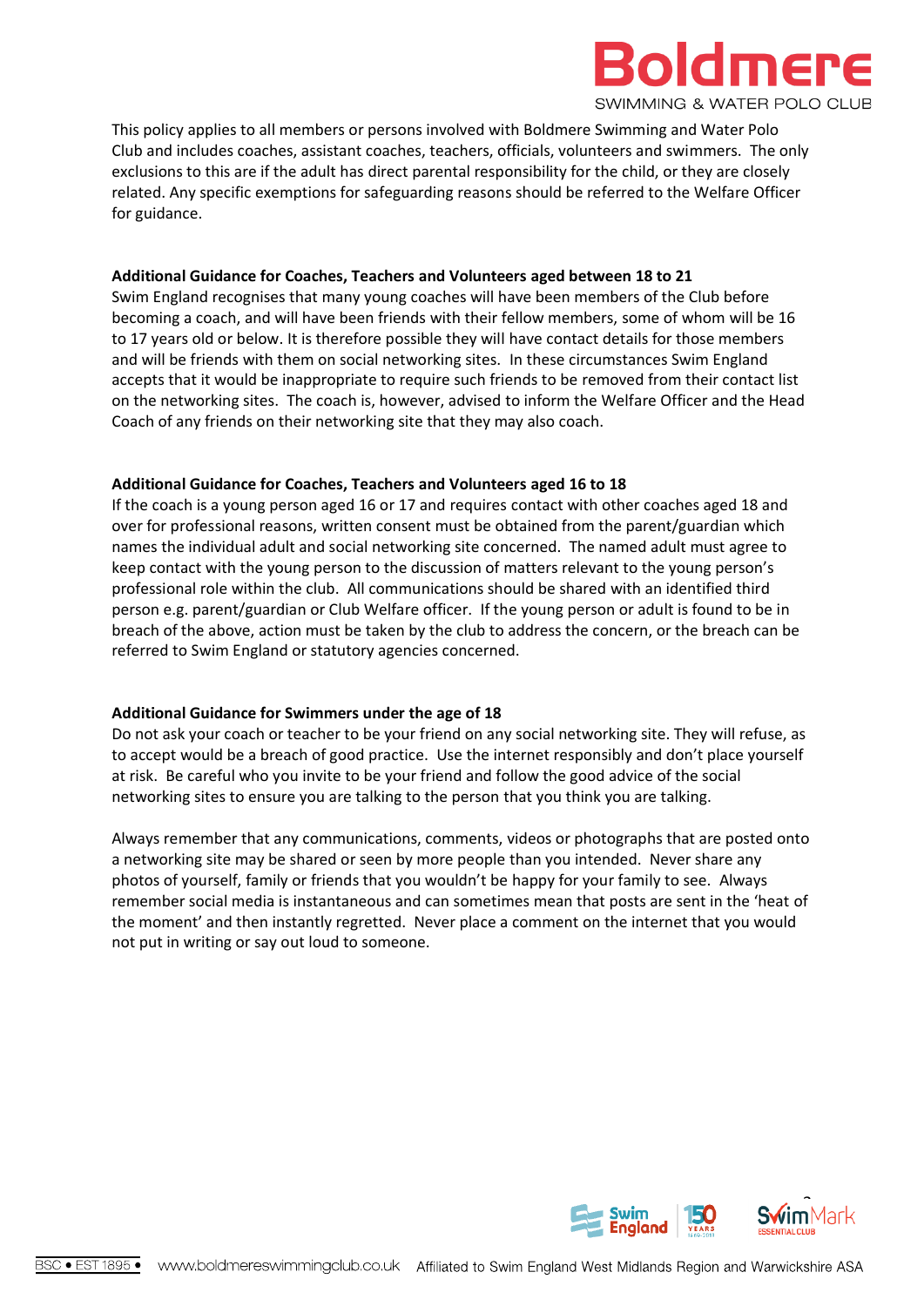This policy applies to all members or persons involved with Boldmere Swimming and Water Polo Club and includes coaches, assistant coaches, teachers, officials, volunteers and swimmers. The only exclusions to this are if the adult has direct parental responsibility for the child, or they are closely related. Any specific exemptions for safeguarding reasons should be referred to the Welfare Officer for guidance.

**Additional Guidance for Coaches, Teachers and Volunteers aged between 18 to 21**

Swim England recognises that many young coaches will have been members of the Club before becoming a coach, and will have been friends with their fellow members, some of whom will be 16 to 17 years old or below. It is therefore possible they will have contact details for those members and will be friends with them on social networking sites. In these circumstances Swim England accepts that it would be inappropriate to require such friends to be removed from their contact list on the networking sites. The coach is, however, advised to inform the Welfare Officer and the Head Coach of any friends on their networking site that they may also coach.

**Additional Guidance for Coaches, Teachers and Volunteers aged 16 to 18**

If the coach is a young person aged 16 or 17 and requires contact with other coaches aged 18 and over for professional reasons, written consent must be obtained from the parent/guardian which names the individual adult and social networking site concerned. The named adult must agree to keep contact with the young person to the discussion of matters relevant to the young person's professional role within the club. All communications should be shared with an identified third person e.g. parent/guardian or Club Welfare officer. If the young person or adult is found to be in breach of the above, action must be taken by the club to address the concern, or the breach can be referred to Swim England or statutory agencies concerned.

**Additional Guidance for Swimmers under the age of 18**

Do not ask your coach or teacher to be your friend on any social networking site. They will refuse, as to accept would be a breach of good practice. Use the internet responsibly and don't place yourself at risk. Be careful who you invite to be your friend and follow the good advice of the social networking sites to ensure you are talking to the person that you think you are talking.

Always remember that any communications, comments, videos or photographs that are posted onto a networking site may be shared or seen by more people than you intended. Never share any photos of yourself, family or friends that you wouldn't be happy for your family to see. Always remember social media is instantaneous and can sometimes mean that posts are sent in the 'heat of the moment' and then instantly regretted. Never place a comment on the internet that you would not put in writing or say out loud to someone.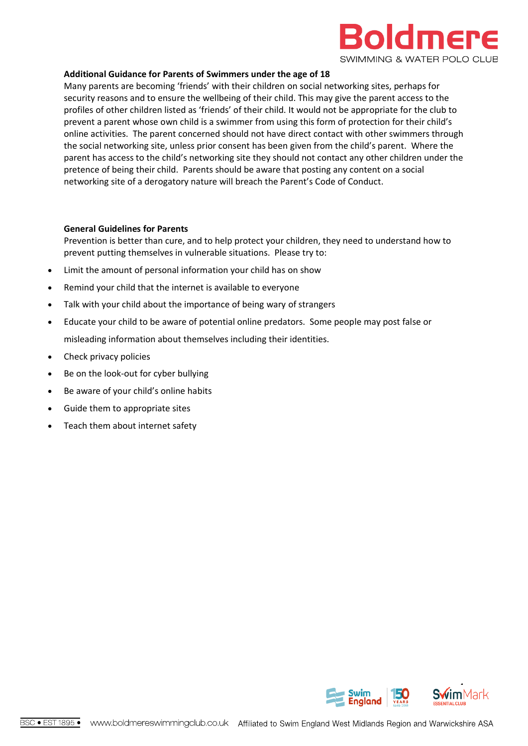**Additional Guidance for Parents of Swimmers under the age of 18**

Many parents are becoming 'friends' with their children on social networking sites, perhaps for security reasons and to ensure the wellbeing of their child. This may give the parent access to the profiles of other children listed as 'friends' of their child. It would not be appropriate for the club to prevent a parent whose own child is a swimmer from using this form of protection for their child's online activities. The parent concerned should not have direct contact with other swimmers through the social networking site, unless prior consent has been given from the child's parent. Where the parent has access to the child's networking site they should not contact any other children under the pretence of being their child. Parents should be aware that posting any content on a social networking site of a derogatory nature will breach the Parent's Code of Conduct.

**General Guidelines for Parents**

Prevention is better than cure, and to help protect your children, they need to understand how to prevent putting themselves in vulnerable situations. Please try to:

- Limit the amount of personal information your child has on show
- Remind your child that the internet is available to everyone
- Talk with your child about the importance of being wary of strangers
- Educate your child to be aware of potential online predators. Some people may post false or misleading information about themselves including their identities.
- Check privacy policies
- Be on the look-out for cyber bullying
- Be aware of your child's online habits
- Guide them to appropriate sites
- Teach them about internet safety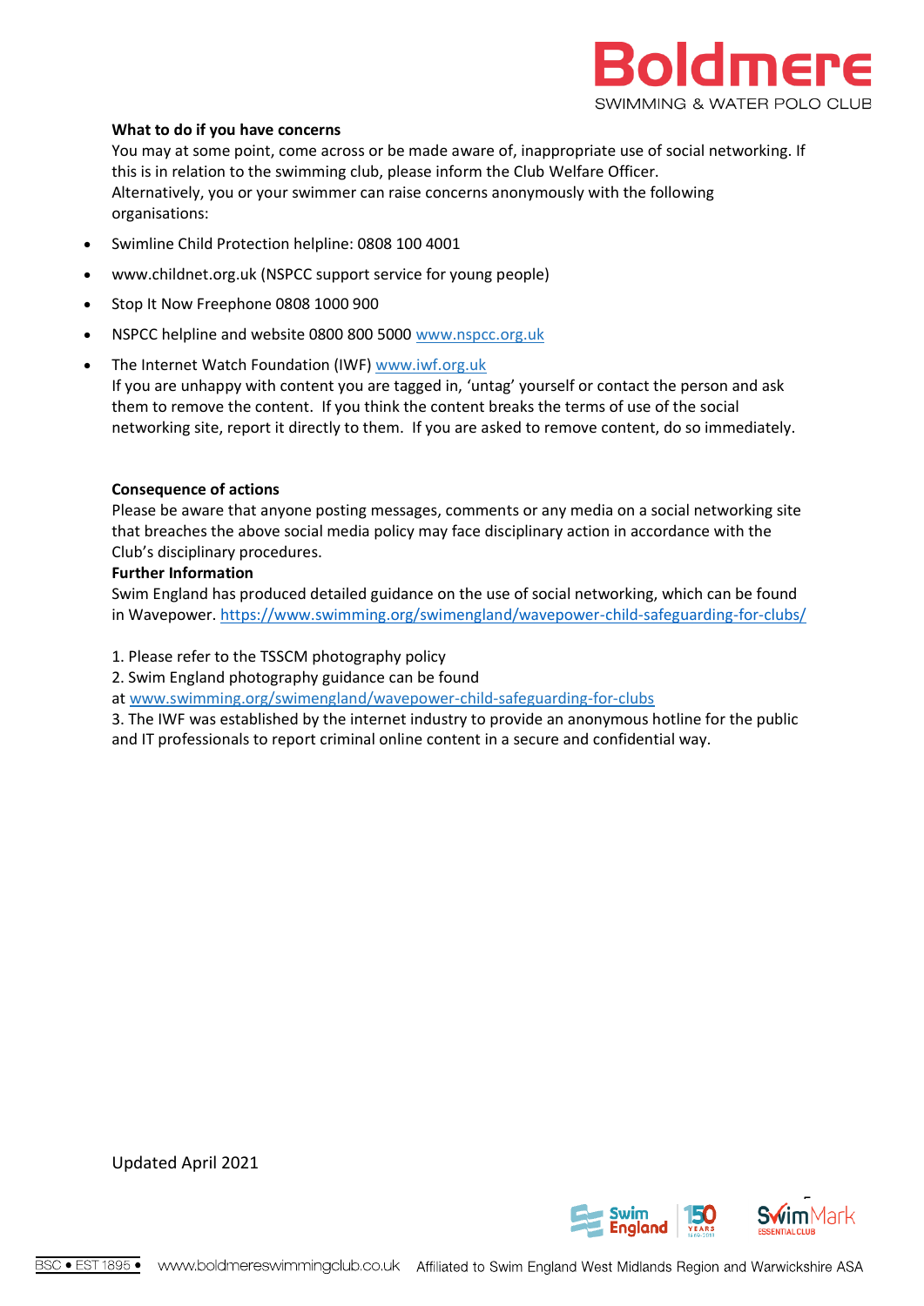**What to do if you have concerns**

You may at some point, come across or be made aware of, inappropriate use of social networking. If this is in relation to the swimming club, please inform the Club Welfare Officer.
Alternatively, you or your swimmer can raise concerns anonymously with the following organisations:

- Swimline Child Protection helpline: 0808 100 4001
- www.childnet.org.uk (NSPCC support service for young people)
- Stop It Now Freephone 0808 1000 900
- NSPCC helpline and website 0800 800 5000 [www.nspcc.org.uk](www.nspcc.org.uk)
- The Internet Watch Foundation (IWF) [www.iwf.org.uk](www.iwf.org.uk)
  If you are unhappy with content you are tagged in, 'untag' yourself or contact the person and ask them to remove the content. If you think the content breaks the terms of use of the social networking site, report it directly to them. If you are asked to remove content, do so immediately.

**Consequence of actions**

Please be aware that anyone posting messages, comments or any media on a social networking site that breaches the above social media policy may face disciplinary action in accordance with the Club's disciplinary procedures.

**Further Information**

Swim England has produced detailed guidance on the use of social networking, which can be found in Wavepower. [https://www.swimming.org/swimengland/wavepower-child-safeguarding-for-clubs/](https://www.swimming.org/swimengland/wavepower-child-safeguarding-for-clubs/)

1. Please refer to the TSSCM photography policy
2. Swim England photography guidance can be found at [www.swimming.org/swimengland/wavepower-child-safeguarding-for-clubs](www.swimming.org/swimengland/wavepower-child-safeguarding-for-clubs)
3. The IWF was established by the internet industry to provide an anonymous hotline for the public and IT professionals to report criminal online content in a secure and confidential way.

Updated April 2021